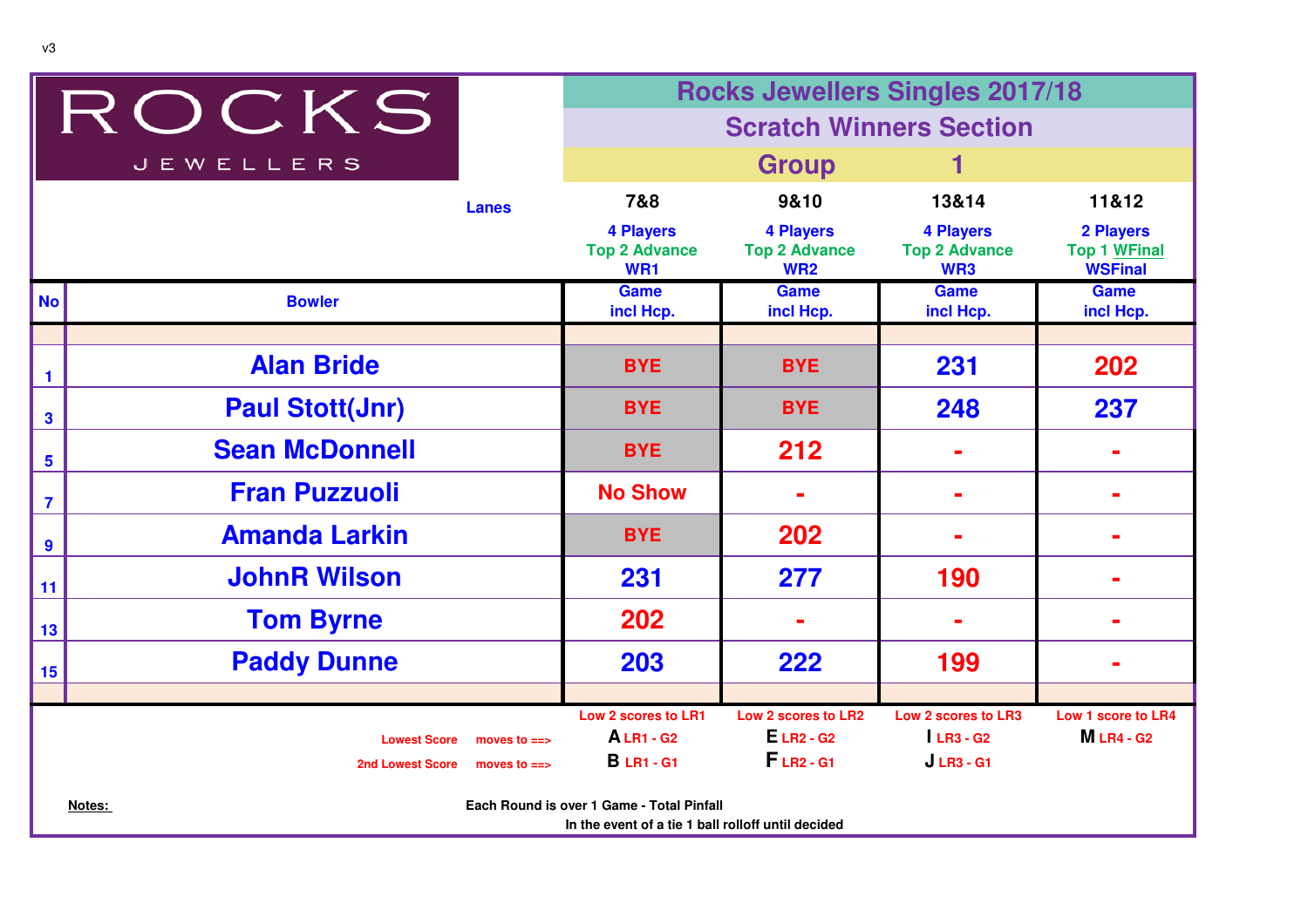v3

ROCKS JEWELLERS

# Rocks Jewellers Singles 2017/18

## Scratch Winners Section

### Group 1

| | Lanes | 7&8 | 9&10 | 13&14 | 11&12 |
|---|---|---|---|---|---|
| | | 4 Players<br>Top 2 Advance<br>WR1 | 4 Players<br>Top 2 Advance<br>WR2 | 4 Players<br>Top 2 Advance<br>WR3 | 2 Players<br>Top 1 WFinal<br>WSFinal |
| **No** | **Bowler** | Game incl Hcp. | Game incl Hcp. | Game incl Hcp. | Game incl Hcp. |
| 1 | Alan Bride | BYE | BYE | 231 | 202 |
| 3 | Paul Stott(Jnr) | BYE | BYE | 248 | 237 |
| 5 | Sean McDonnell | BYE | 212 | - | - |
| 7 | Fran Puzzuoli | No Show | - | - | - |
| 9 | Amanda Larkin | BYE | 202 | - | - |
| 11 | JohnR Wilson | 231 | 277 | 190 | - |
| 13 | Tom Byrne | 202 | - | - | - |
| 15 | Paddy Dunne | 203 | 222 | 199 | - |
| | | Low 2 scores to LR1 | Low 2 scores to LR2 | Low 2 scores to LR3 | Low 1 score to LR4 |
| | Lowest Score moves to ==> | A LR1 - G2 | E LR2 - G2 | I LR3 - G2 | M LR4 - G2 |
| | 2nd Lowest Score moves to ==> | B LR1 - G1 | F LR2 - G1 | J LR3 - G1 | |

**Notes:**

Each Round is over 1 Game - Total Pinfall

In the event of a tie 1 ball rolloff until decided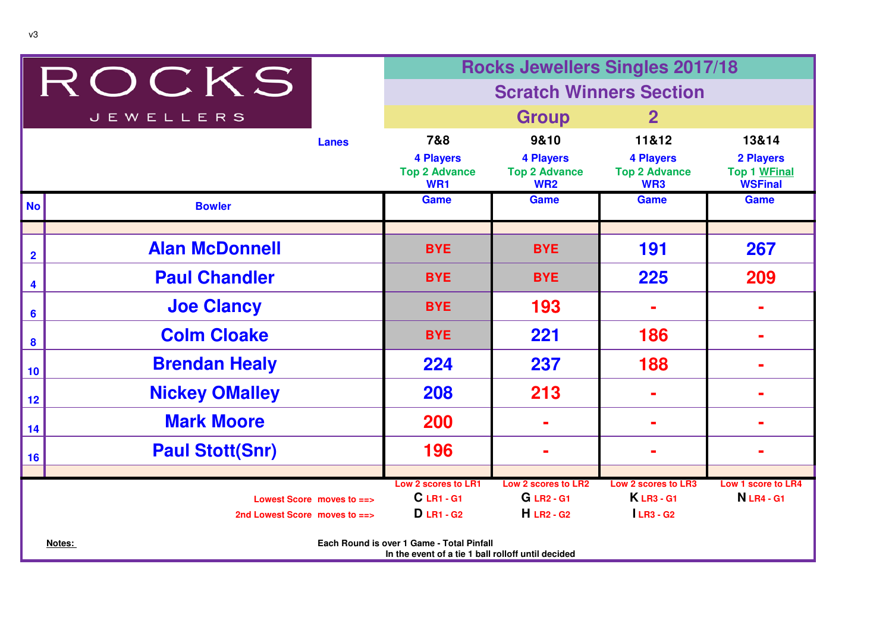v3

ROCKS JEWELLERS

# Rocks Jewellers Singles 2017/18

## Scratch Winners Section

## Group 2

| No | Bowler | Lanes 7&8 <br> 4 Players <br> Top 2 Advance <br> WR1 <br> Game | 9&10 <br> 4 Players <br> Top 2 Advance <br> WR2 <br> Game | 11&12 <br> 4 Players <br> Top 2 Advance <br> WR3 <br> Game | 13&14 <br> 2 Players <br> Top 1 WFinal <br> WSFinal <br> Game |
|---|---|---|---|---|---|
| 2 | Alan McDonnell | BYE | BYE | 191 | 267 |
| 4 | Paul Chandler | BYE | BYE | 225 | 209 |
| 6 | Joe Clancy | BYE | 193 | - | - |
| 8 | Colm Cloake | BYE | 221 | 186 | - |
| 10 | Brendan Healy | 224 | 237 | 188 | - |
| 12 | Nickey OMalley | 208 | 213 | - | - |
| 14 | Mark Moore | 200 | - | - | - |
| 16 | Paul Stott(Snr) | 196 | - | - | - |

| | Low 2 scores to LR1 | Low 2 scores to LR2 | Low 2 scores to LR3 | Low 1 score to LR4 |
|---|---|---|---|---|
| Lowest Score moves to ==> | C LR1 - G1 | G LR2 - G1 | K LR3 - G1 | N LR4 - G1 |
| 2nd Lowest Score moves to ==> | D LR1 - G2 | H LR2 - G2 | I LR3 - G2 | |

**Notes:**

**Each Round is over 1 Game - Total Pinfall**

**In the event of a tie 1 ball rolloff until decided**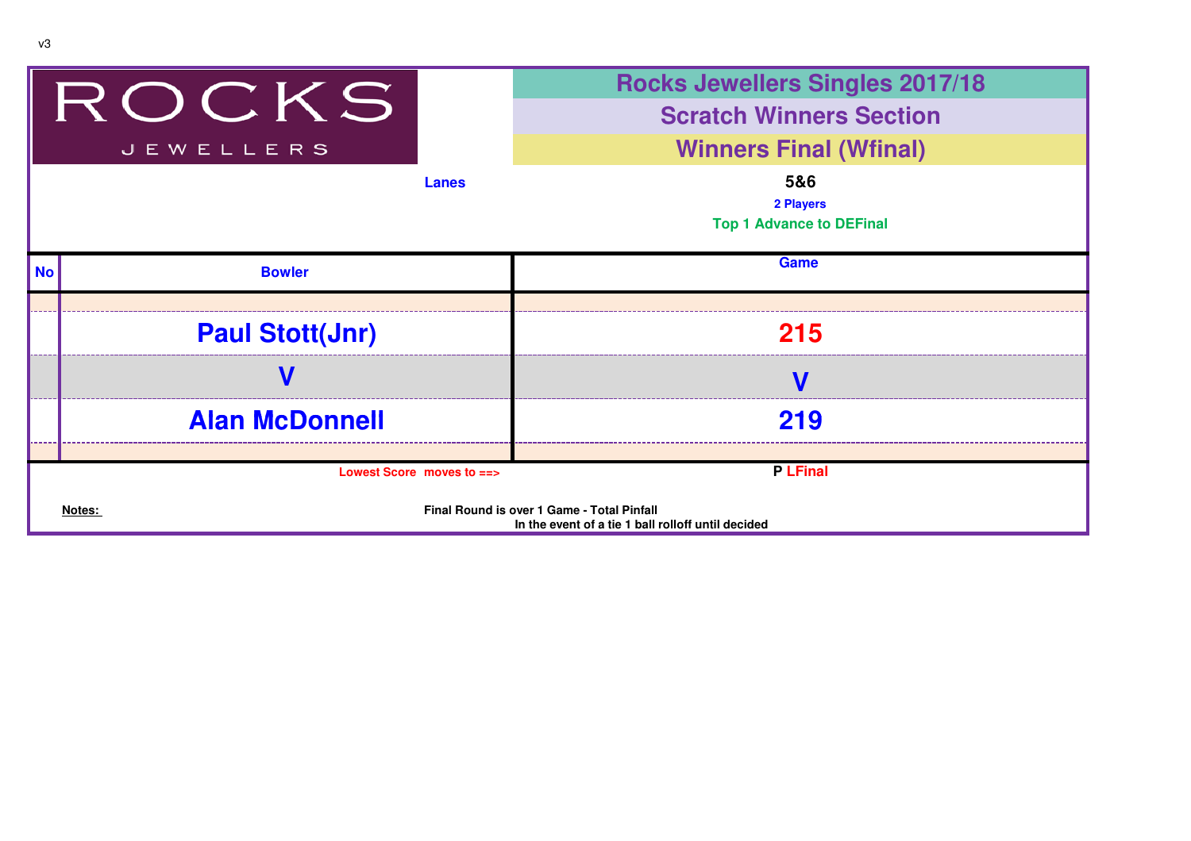v3

ROCKS JEWELLERS

# Rocks Jewellers Singles 2017/18

## Scratch Winners Section

## Winners Final (Wfinal)

**Lanes** 5&6

2 Players

Top 1 Advance to DEFinal

| No | Bowler | Game |
|---|---|---|
| | Paul Stott(Jnr) | 215 |
| | V | V |
| | Alan McDonnell | 219 |

Lowest Score moves to ==> P LFinal

**Notes:**

Final Round is over 1 Game - Total Pinfall
In the event of a tie 1 ball rolloff until decided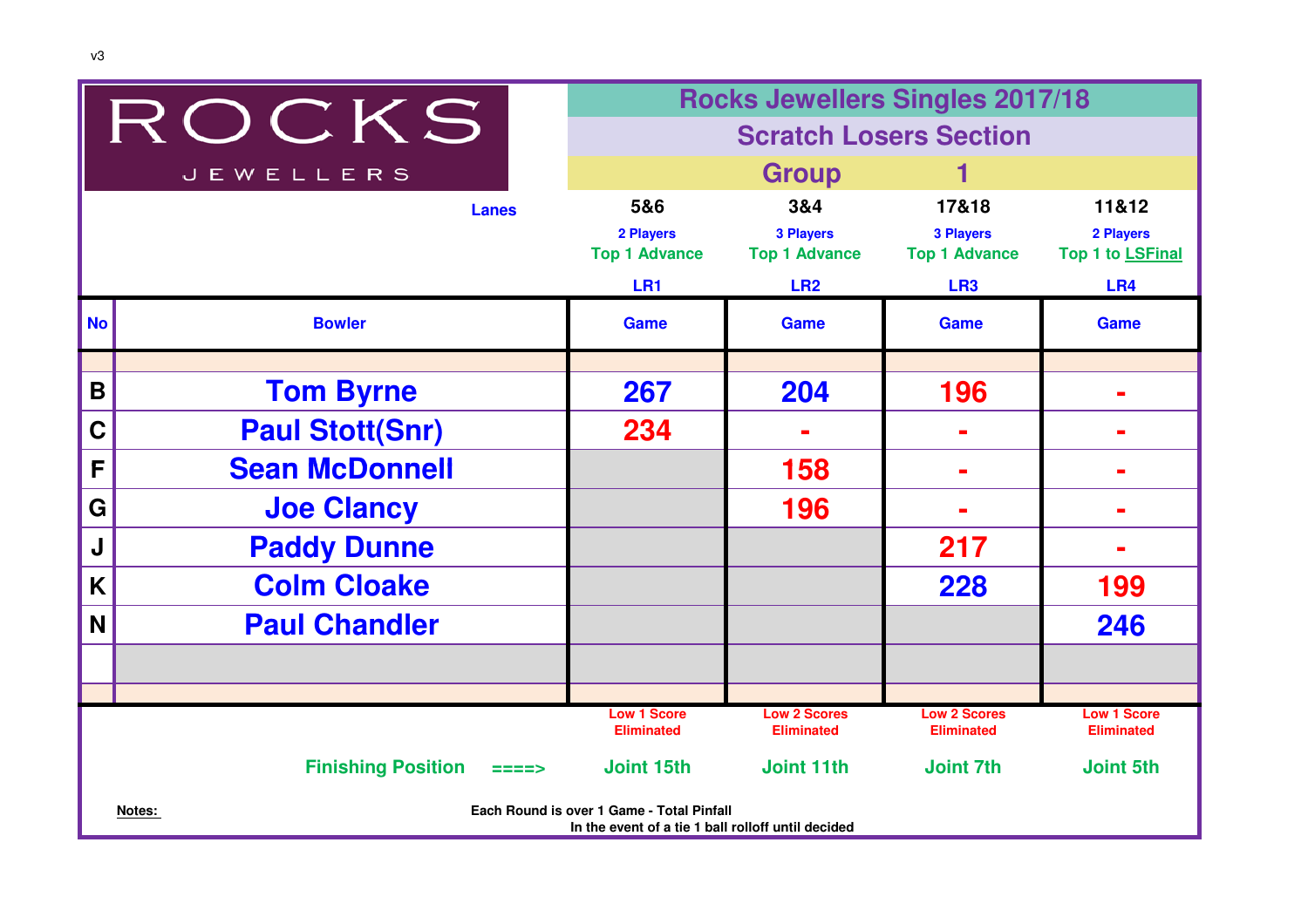v3

ROCKS JEWELLERS

# Rocks Jewellers Singles 2017/18

## Scratch Losers Section

### Group 1

| No | Bowler | LR1 | LR2 | LR3 | LR4 |
|---|---|---|---|---|---|
| | Lanes | 5&6 | 3&4 | 17&18 | 11&12 |
| | | 2 Players | 3 Players | 3 Players | 2 Players |
| | | Top 1 Advance | Top 1 Advance | Top 1 Advance | Top 1 to LSFinal |
| | | Game | Game | Game | Game |
| B | Tom Byrne | 267 | 204 | 196 | - |
| C | Paul Stott(Snr) | 234 | - | - | - |
| F | Sean McDonnell | | 158 | - | - |
| G | Joe Clancy | | 196 | - | - |
| J | Paddy Dunne | | | 217 | - |
| K | Colm Cloake | | | 228 | 199 |
| N | Paul Chandler | | | | 246 |
| | | Low 1 Score Eliminated | Low 2 Scores Eliminated | Low 2 Scores Eliminated | Low 1 Score Eliminated |
| | Finishing Position ====> | Joint 15th | Joint 11th | Joint 7th | Joint 5th |

**Notes:** Each Round is over 1 Game - Total Pinfall
In the event of a tie 1 ball rolloff until decided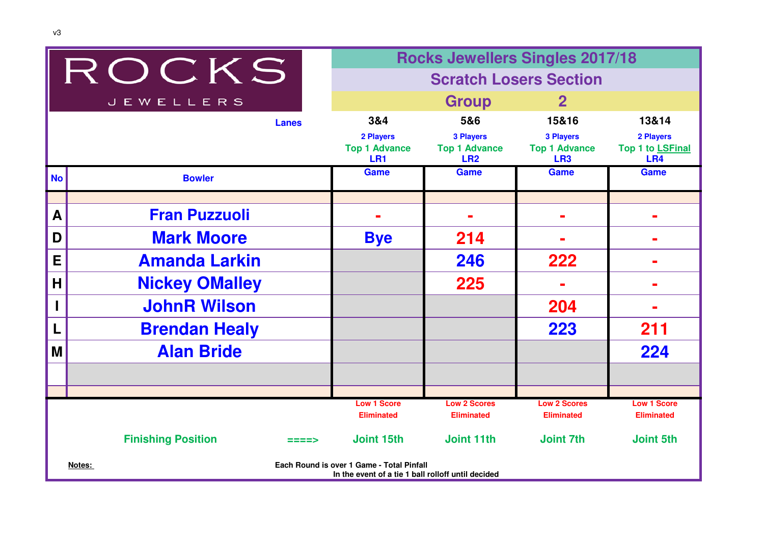v3

ROCKS JEWELLERS

# Rocks Jewellers Singles 2017/18

## Scratch Losers Section

## Group 2

| | Lanes | 3&4 | 5&6 | 15&16 | 13&14 |
|---|---|---|---|---|---|
| | | 2 Players<br>Top 1 Advance<br>LR1 | 3 Players<br>Top 1 Advance<br>LR2 | 3 Players<br>Top 1 Advance<br>LR3 | 2 Players<br>Top 1 to LSFinal<br>LR4 |
| **No** | **Bowler** | **Game** | **Game** | **Game** | **Game** |
| A | Fran Puzzuoli | - | - | - | - |
| D | Mark Moore | Bye | 214 | - | - |
| E | Amanda Larkin | | 246 | 222 | - |
| H | Nickey OMalley | | 225 | - | - |
| I | JohnR Wilson | | | 204 | - |
| L | Brendan Healy | | | 223 | 211 |
| M | Alan Bride | | | | 224 |
| | | Low 1 Score Eliminated | Low 2 Scores Eliminated | Low 2 Scores Eliminated | Low 1 Score Eliminated |
| | Finishing Position ====> | Joint 15th | Joint 11th | Joint 7th | Joint 5th |

**Notes:** Each Round is over 1 Game - Total Pinfall

In the event of a tie 1 ball rolloff until decided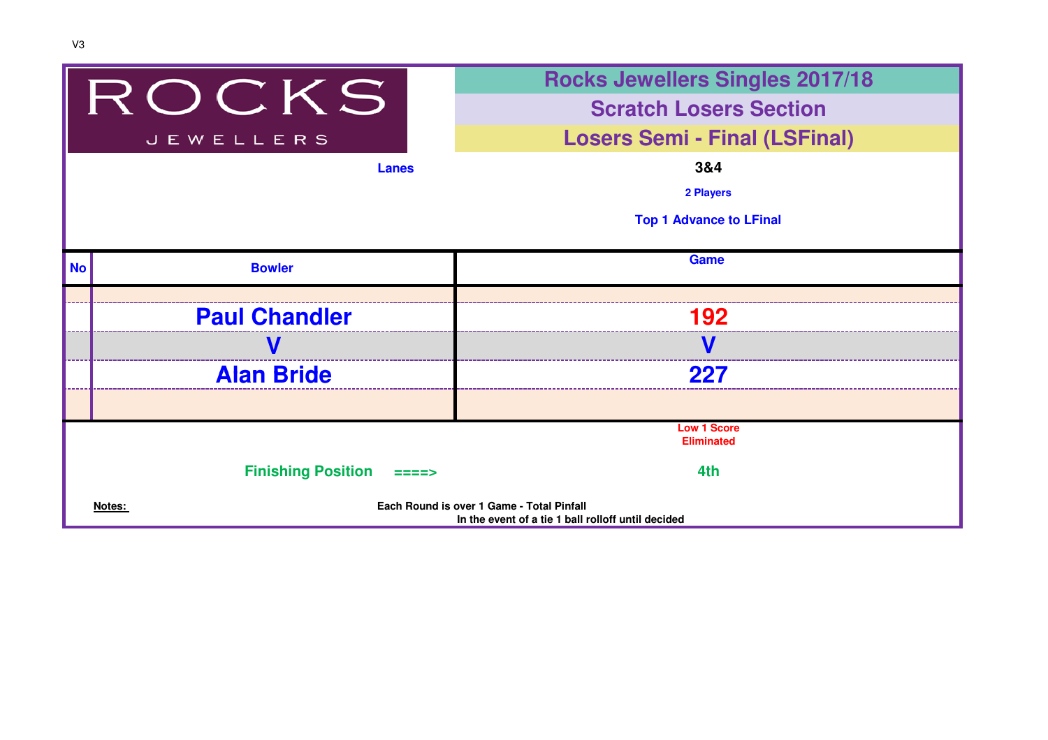V3

ROCKS JEWELLERS

# Rocks Jewellers Singles 2017/18

## Scratch Losers Section

## Losers Semi - Final (LSFinal)

**Lanes** 3&4

2 Players

Top 1 Advance to LFinal

| No | Bowler | Game |
|---|---|---|
| | | |
| | **Paul Chandler** | **192** |
| | **V** | **V** |
| | **Alan Bride** | **227** |
| | | |
| | | Low 1 Score Eliminated |

**Finishing Position ====>** 4th

**Notes:** Each Round is over 1 Game - Total Pinfall
In the event of a tie 1 ball rolloff until decided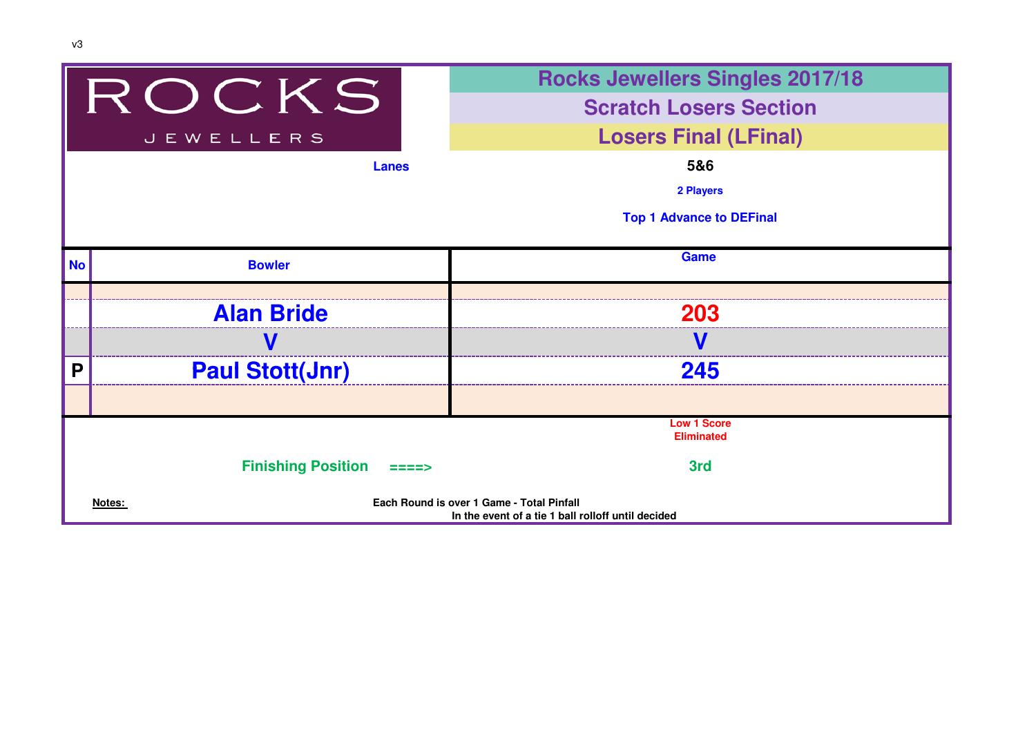v3

ROCKS JEWELLERS

# Rocks Jewellers Singles 2017/18

## Scratch Losers Section

## Losers Final (LFinal)

**Lanes** 5&6

2 Players

Top 1 Advance to DEFinal

| No | Bowler | Game |
|---|---|---|
| | Alan Bride | 203 |
| | V | V |
| P | Paul Stott(Jnr) | 245 |

Low 1 Score Eliminated

**Finishing Position ====>** 3rd

**Notes:** Each Round is over 1 Game - Total Pinfall
In the event of a tie 1 ball rolloff until decided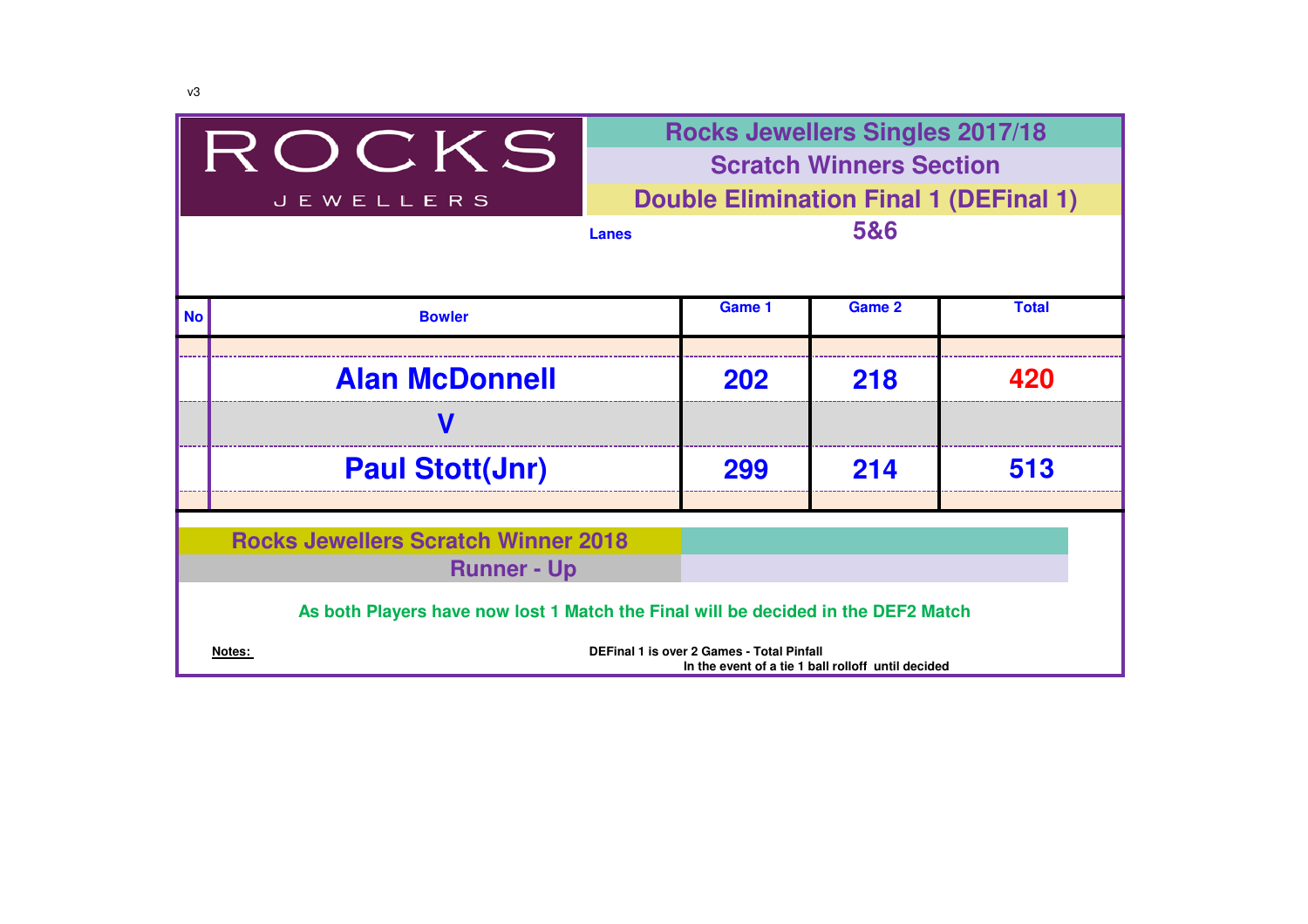v3

ROCKS
JEWELLERS

# Rocks Jewellers Singles 2017/18

## Scratch Winners Section

## Double Elimination Final 1 (DEFinal 1)

**Lanes** **5&6**

| No | Bowler | Game 1 | Game 2 | Total |
|---|---|---|---|---|
| | **Alan McDonnell** | **202** | **218** | **420** |
| | **V** | | | |
| | **Paul Stott(Jnr)** | **299** | **214** | **513** |

| **Rocks Jewellers Scratch Winner 2018** | |
|---|---|
| **Runner - Up** | |

**As both Players have now lost 1 Match the Final will be decided in the DEF2 Match**

**Notes:**

**DEFinal 1 is over 2 Games - Total Pinfall**
**In the event of a tie 1 ball rolloff until decided**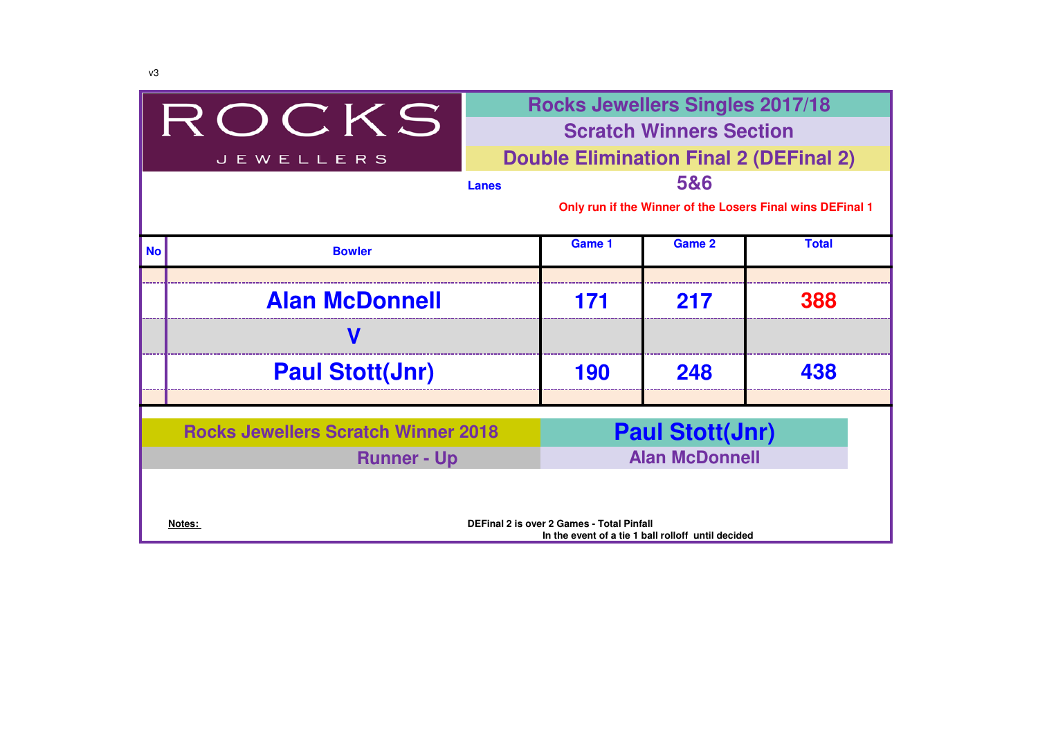v3

ROCKS

JEWELLERS

# Rocks Jewellers Singles 2017/18

## Scratch Winners Section

## Double Elimination Final 2 (DEFinal 2)

Lanes **5&6**

**Only run if the Winner of the Losers Final wins DEFinal 1**

| No | Bowler | Game 1 | Game 2 | Total |
|---|---|---|---|---|
| | **Alan McDonnell** | 171 | 217 | 388 |
| | **V** | | | |
| | **Paul Stott(Jnr)** | 190 | 248 | 438 |

| | |
|---|---|
| **Rocks Jewellers Scratch Winner 2018** | **Paul Stott(Jnr)** |
| **Runner - Up** | **Alan McDonnell** |

**Notes:** DEFinal 2 is over 2 Games - Total Pinfall
In the event of a tie 1 ball rolloff until decided